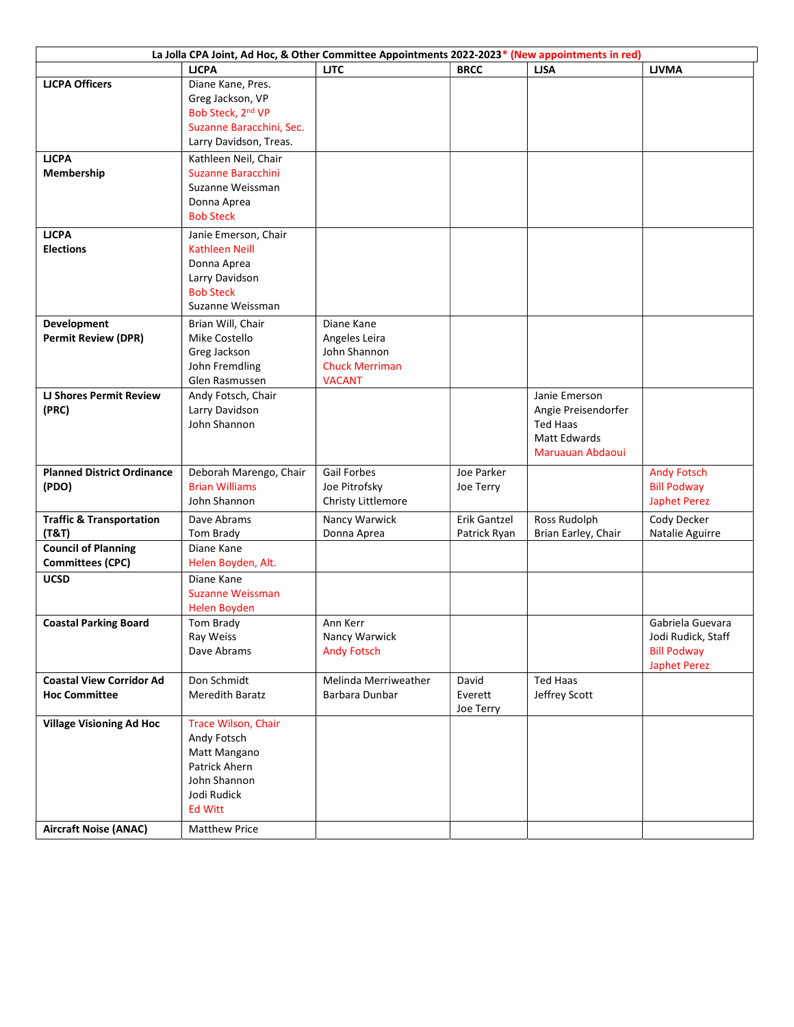| La Jolla CPA Joint, Ad Hoc, & Other Committee Appointments 2022-2023* (New appointments in red) | | | | | |
|---|---|---|---|---|---|
| | **LJCPA** | **LJTC** | **BRCC** | **LJSA** | **LJVMA** |
| **LJCPA Officers** | Diane Kane, Pres.<br>Greg Jackson, VP<br>Bob Steck, 2nd VP<br>Suzanne Baracchini, Sec.<br>Larry Davidson, Treas. | | | | |
| **LJCPA Membership** | Kathleen Neil, Chair<br>Suzanne Baracchini<br>Suzanne Weissman<br>Donna Aprea<br>Bob Steck | | | | |
| **LJCPA Elections** | Janie Emerson, Chair<br>Kathleen Neill<br>Donna Aprea<br>Larry Davidson<br>Bob Steck<br>Suzanne Weissman | | | | |
| **Development Permit Review (DPR)** | Brian Will, Chair<br>Mike Costello<br>Greg Jackson<br>John Fremdling<br>Glen Rasmussen | Diane Kane<br>Angeles Leira<br>John Shannon<br>Chuck Merriman<br>VACANT | | | |
| **LJ Shores Permit Review (PRC)** | Andy Fotsch, Chair<br>Larry Davidson<br>John Shannon | | | Janie Emerson<br>Angie Preisendorfer<br>Ted Haas<br>Matt Edwards<br>Maruauan Abdaoui | |
| **Planned District Ordinance (PDO)** | Deborah Marengo, Chair<br>Brian Williams<br>John Shannon | Gail Forbes<br>Joe Pitrofsky<br>Christy Littlemore | Joe Parker<br>Joe Terry | | Andy Fotsch<br>Bill Podway<br>Japhet Perez |
| **Traffic & Transportation (T&T)** | Dave Abrams<br>Tom Brady | Nancy Warwick<br>Donna Aprea | Erik Gantzel<br>Patrick Ryan | Ross Rudolph<br>Brian Earley, Chair | Cody Decker<br>Natalie Aguirre |
| **Council of Planning Committees (CPC)** | Diane Kane<br>Helen Boyden, Alt. | | | | |
| **UCSD** | Diane Kane<br>Suzanne Weissman<br>Helen Boyden | | | | |
| **Coastal Parking Board** | Tom Brady<br>Ray Weiss<br>Dave Abrams | Ann Kerr<br>Nancy Warwick<br>Andy Fotsch | | | Gabriela Guevara<br>Jodi Rudick, Staff<br>Bill Podway<br>Japhet Perez |
| **Coastal View Corridor Ad Hoc Committee** | Don Schmidt<br>Meredith Baratz | Melinda Merriweather<br>Barbara Dunbar | David Everett<br>Joe Terry | Ted Haas<br>Jeffrey Scott | |
| **Village Visioning Ad Hoc** | Trace Wilson, Chair<br>Andy Fotsch<br>Matt Mangano<br>Patrick Ahern<br>John Shannon<br>Jodi Rudick<br>Ed Witt | | | | |
| **Aircraft Noise (ANAC)** | Matthew Price | | | | |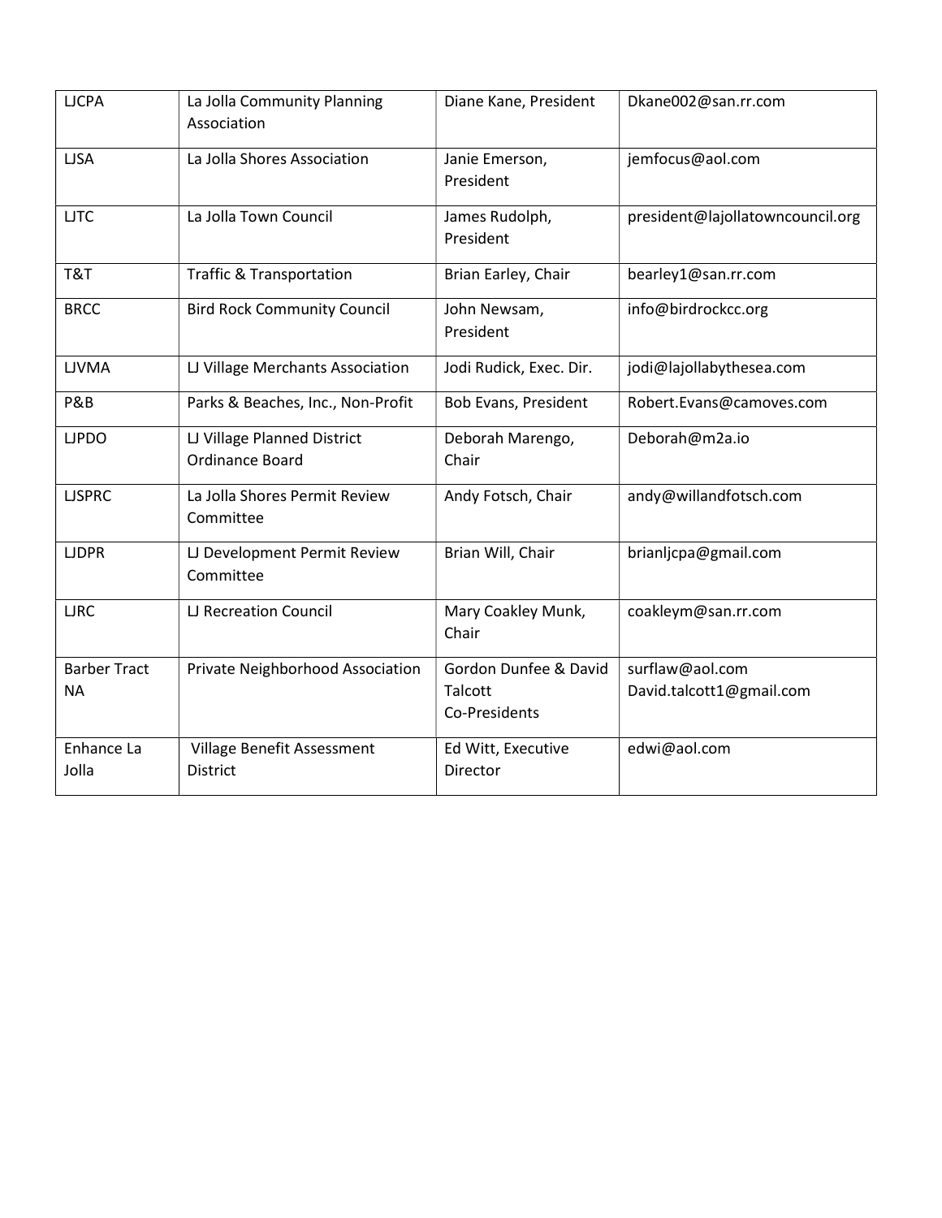| | | | |
|---|---|---|---|
| LJCPA | La Jolla Community Planning Association | Diane Kane, President | Dkane002@san.rr.com |
| LJSA | La Jolla Shores Association | Janie Emerson, President | jemfocus@aol.com |
| LJTC | La Jolla Town Council | James Rudolph, President | president@lajollatowncouncil.org |
| T&T | Traffic & Transportation | Brian Earley, Chair | bearley1@san.rr.com |
| BRCC | Bird Rock Community Council | John Newsam, President | info@birdrockcc.org |
| LJVMA | LJ Village Merchants Association | Jodi Rudick, Exec. Dir. | jodi@lajollabythesea.com |
| P&B | Parks & Beaches, Inc., Non-Profit | Bob Evans, President | Robert.Evans@camoves.com |
| LJPDO | LJ Village Planned District Ordinance Board | Deborah Marengo, Chair | Deborah@m2a.io |
| LJSPRC | La Jolla Shores Permit Review Committee | Andy Fotsch, Chair | andy@willandfotsch.com |
| LJDPR | LJ Development Permit Review Committee | Brian Will, Chair | brianljcpa@gmail.com |
| LJRC | LJ Recreation Council | Mary Coakley Munk, Chair | coakleym@san.rr.com |
| Barber Tract NA | Private Neighborhood Association | Gordon Dunfee & David Talcott Co-Presidents | surflaw@aol.com David.talcott1@gmail.com |
| Enhance La Jolla | Village Benefit Assessment District | Ed Witt, Executive Director | edwi@aol.com |